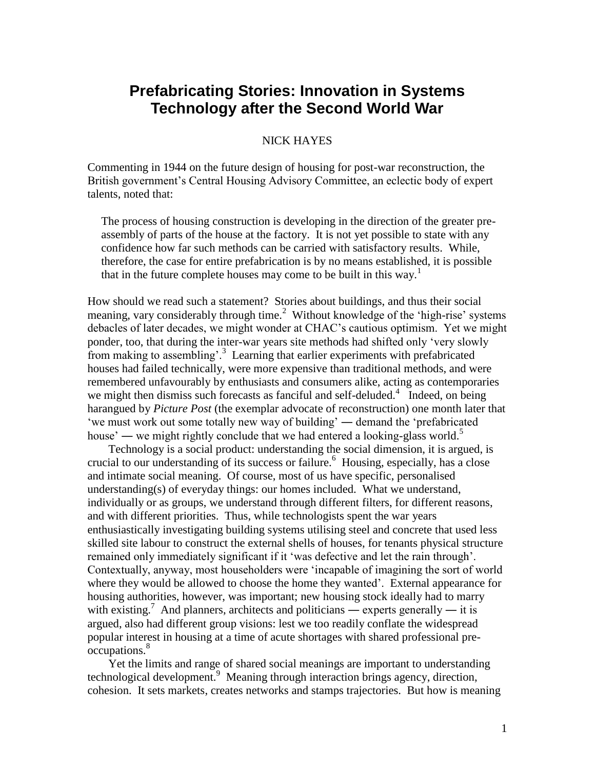# Prefabricating Stories: Innovation in Systems Technology after the Second World War

NICK HAYES

Commenting in 1944 on the future design of housing for post-war reconstruction, the British government's Central Housing Advisory Committee, an eclectic body of expert talents, noted that:

> The process of housing construction is developing in the direction of the greater pre-assembly of parts of the house at the factory. It is not yet possible to state with any confidence how far such methods can be carried with satisfactory results. While, therefore, the case for entire prefabrication is by no means established, it is possible that in the future complete houses may come to be built in this way.[1]

How should we read such a statement? Stories about buildings, and thus their social meaning, vary considerably through time.[2] Without knowledge of the 'high-rise' systems debacles of later decades, we might wonder at CHAC's cautious optimism. Yet we might ponder, too, that during the inter-war years site methods had shifted only 'very slowly from making to assembling'.[3] Learning that earlier experiments with prefabricated houses had failed technically, were more expensive than traditional methods, and were remembered unfavourably by enthusiasts and consumers alike, acting as contemporaries we might then dismiss such forecasts as fanciful and self-deluded.[4] Indeed, on being harangued by *Picture Post* (the exemplar advocate of reconstruction) one month later that 'we must work out some totally new way of building' — demand the 'prefabricated house' — we might rightly conclude that we had entered a looking-glass world.[5]

Technology is a social product: understanding the social dimension, it is argued, is crucial to our understanding of its success or failure.[6] Housing, especially, has a close and intimate social meaning. Of course, most of us have specific, personalised understanding(s) of everyday things: our homes included. What we understand, individually or as groups, we understand through different filters, for different reasons, and with different priorities. Thus, while technologists spent the war years enthusiastically investigating building systems utilising steel and concrete that used less skilled site labour to construct the external shells of houses, for tenants physical structure remained only immediately significant if it 'was defective and let the rain through'. Contextually, anyway, most householders were 'incapable of imagining the sort of world where they would be allowed to choose the home they wanted'. External appearance for housing authorities, however, was important; new housing stock ideally had to marry with existing.[7] And planners, architects and politicians — experts generally — it is argued, also had different group visions: lest we too readily conflate the widespread popular interest in housing at a time of acute shortages with shared professional pre-occupations.[8]

Yet the limits and range of shared social meanings are important to understanding technological development.[9] Meaning through interaction brings agency, direction, cohesion. It sets markets, creates networks and stamps trajectories. But how is meaning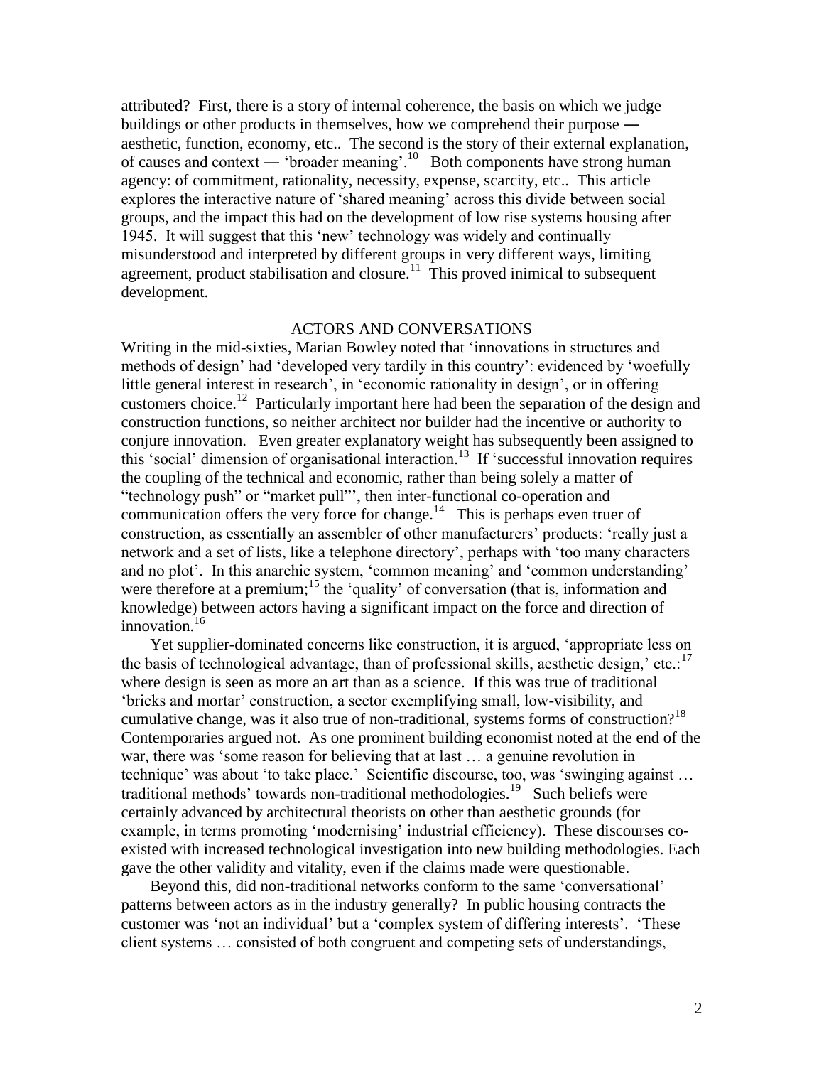attributed? First, there is a story of internal coherence, the basis on which we judge buildings or other products in themselves, how we comprehend their purpose ― aesthetic, function, economy, etc.. The second is the story of their external explanation, of causes and context ― 'broader meaning'.[10] Both components have strong human agency: of commitment, rationality, necessity, expense, scarcity, etc.. This article explores the interactive nature of 'shared meaning' across this divide between social groups, and the impact this had on the development of low rise systems housing after 1945. It will suggest that this 'new' technology was widely and continually misunderstood and interpreted by different groups in very different ways, limiting agreement, product stabilisation and closure.[11] This proved inimical to subsequent development.

## ACTORS AND CONVERSATIONS

Writing in the mid-sixties, Marian Bowley noted that 'innovations in structures and methods of design' had 'developed very tardily in this country': evidenced by 'woefully little general interest in research', in 'economic rationality in design', or in offering customers choice.[12] Particularly important here had been the separation of the design and construction functions, so neither architect nor builder had the incentive or authority to conjure innovation. Even greater explanatory weight has subsequently been assigned to this 'social' dimension of organisational interaction.[13] If 'successful innovation requires the coupling of the technical and economic, rather than being solely a matter of "technology push" or "market pull"', then inter-functional co-operation and communication offers the very force for change.[14] This is perhaps even truer of construction, as essentially an assembler of other manufacturers' products: 'really just a network and a set of lists, like a telephone directory', perhaps with 'too many characters and no plot'. In this anarchic system, 'common meaning' and 'common understanding' were therefore at a premium;[15] the 'quality' of conversation (that is, information and knowledge) between actors having a significant impact on the force and direction of innovation.[16]

Yet supplier-dominated concerns like construction, it is argued, 'appropriate less on the basis of technological advantage, than of professional skills, aesthetic design,' etc.:[17] where design is seen as more an art than as a science. If this was true of traditional 'bricks and mortar' construction, a sector exemplifying small, low-visibility, and cumulative change, was it also true of non-traditional, systems forms of construction?[18] Contemporaries argued not. As one prominent building economist noted at the end of the war, there was 'some reason for believing that at last … a genuine revolution in technique' was about 'to take place.' Scientific discourse, too, was 'swinging against … traditional methods' towards non-traditional methodologies.[19] Such beliefs were certainly advanced by architectural theorists on other than aesthetic grounds (for example, in terms promoting 'modernising' industrial efficiency). These discourses co-existed with increased technological investigation into new building methodologies. Each gave the other validity and vitality, even if the claims made were questionable.

Beyond this, did non-traditional networks conform to the same 'conversational' patterns between actors as in the industry generally? In public housing contracts the customer was 'not an individual' but a 'complex system of differing interests'. 'These client systems … consisted of both congruent and competing sets of understandings,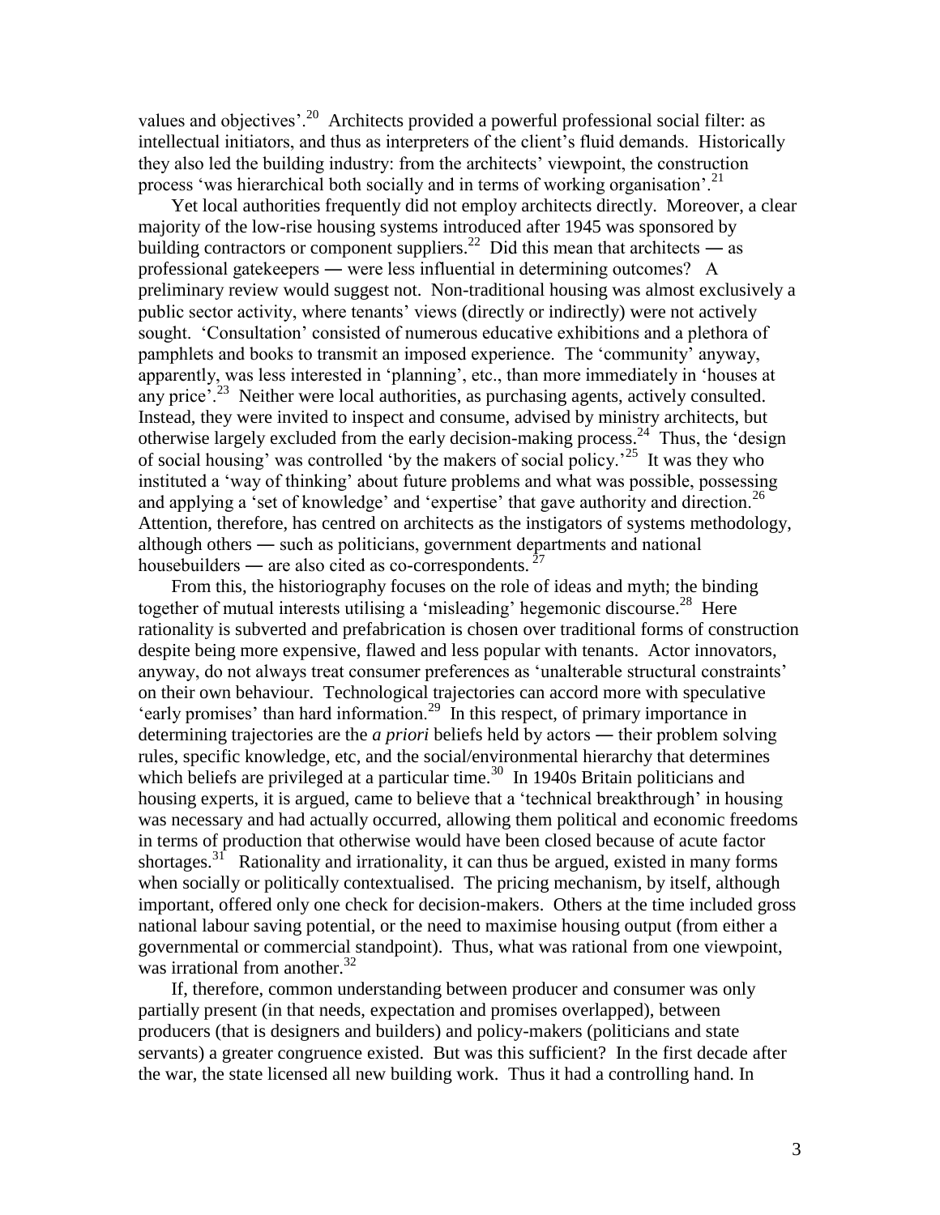values and objectives'.[20] Architects provided a powerful professional social filter: as intellectual initiators, and thus as interpreters of the client's fluid demands. Historically they also led the building industry: from the architects' viewpoint, the construction process 'was hierarchical both socially and in terms of working organisation'.[21]

Yet local authorities frequently did not employ architects directly. Moreover, a clear majority of the low-rise housing systems introduced after 1945 was sponsored by building contractors or component suppliers.[22] Did this mean that architects ― as professional gatekeepers ― were less influential in determining outcomes? A preliminary review would suggest not. Non-traditional housing was almost exclusively a public sector activity, where tenants' views (directly or indirectly) were not actively sought. 'Consultation' consisted of numerous educative exhibitions and a plethora of pamphlets and books to transmit an imposed experience. The 'community' anyway, apparently, was less interested in 'planning', etc., than more immediately in 'houses at any price'.[23] Neither were local authorities, as purchasing agents, actively consulted. Instead, they were invited to inspect and consume, advised by ministry architects, but otherwise largely excluded from the early decision-making process.[24] Thus, the 'design of social housing' was controlled 'by the makers of social policy.'[25] It was they who instituted a 'way of thinking' about future problems and what was possible, possessing and applying a 'set of knowledge' and 'expertise' that gave authority and direction.[26] Attention, therefore, has centred on architects as the instigators of systems methodology, although others ― such as politicians, government departments and national housebuilders ― are also cited as co-correspondents.[27]

From this, the historiography focuses on the role of ideas and myth; the binding together of mutual interests utilising a 'misleading' hegemonic discourse.[28] Here rationality is subverted and prefabrication is chosen over traditional forms of construction despite being more expensive, flawed and less popular with tenants. Actor innovators, anyway, do not always treat consumer preferences as 'unalterable structural constraints' on their own behaviour. Technological trajectories can accord more with speculative 'early promises' than hard information.[29] In this respect, of primary importance in determining trajectories are the *a priori* beliefs held by actors ― their problem solving rules, specific knowledge, etc, and the social/environmental hierarchy that determines which beliefs are privileged at a particular time.[30] In 1940s Britain politicians and housing experts, it is argued, came to believe that a 'technical breakthrough' in housing was necessary and had actually occurred, allowing them political and economic freedoms in terms of production that otherwise would have been closed because of acute factor shortages.[31] Rationality and irrationality, it can thus be argued, existed in many forms when socially or politically contextualised. The pricing mechanism, by itself, although important, offered only one check for decision-makers. Others at the time included gross national labour saving potential, or the need to maximise housing output (from either a governmental or commercial standpoint). Thus, what was rational from one viewpoint, was irrational from another.[32]

If, therefore, common understanding between producer and consumer was only partially present (in that needs, expectation and promises overlapped), between producers (that is designers and builders) and policy-makers (politicians and state servants) a greater congruence existed. But was this sufficient? In the first decade after the war, the state licensed all new building work. Thus it had a controlling hand. In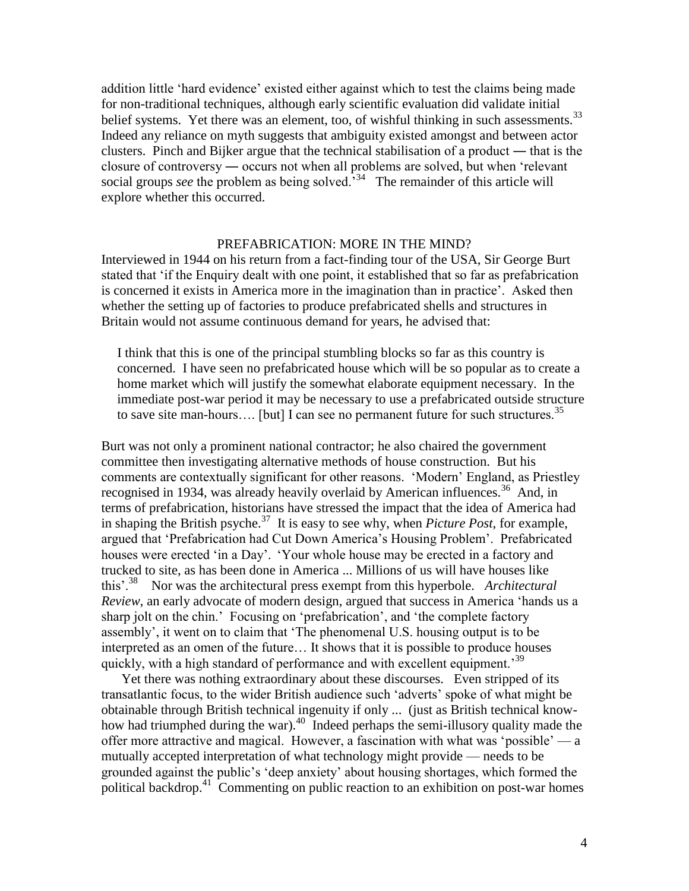addition little 'hard evidence' existed either against which to test the claims being made for non-traditional techniques, although early scientific evaluation did validate initial belief systems. Yet there was an element, too, of wishful thinking in such assessments.[33] Indeed any reliance on myth suggests that ambiguity existed amongst and between actor clusters. Pinch and Bijker argue that the technical stabilisation of a product ― that is the closure of controversy ― occurs not when all problems are solved, but when 'relevant social groups *see* the problem as being solved.'[34] The remainder of this article will explore whether this occurred.

## PREFABRICATION: MORE IN THE MIND?

Interviewed in 1944 on his return from a fact-finding tour of the USA, Sir George Burt stated that 'if the Enquiry dealt with one point, it established that so far as prefabrication is concerned it exists in America more in the imagination than in practice'. Asked then whether the setting up of factories to produce prefabricated shells and structures in Britain would not assume continuous demand for years, he advised that:

> I think that this is one of the principal stumbling blocks so far as this country is concerned. I have seen no prefabricated house which will be so popular as to create a home market which will justify the somewhat elaborate equipment necessary. In the immediate post-war period it may be necessary to use a prefabricated outside structure to save site man-hours…. [but] I can see no permanent future for such structures.[35]

Burt was not only a prominent national contractor; he also chaired the government committee then investigating alternative methods of house construction. But his comments are contextually significant for other reasons. 'Modern' England, as Priestley recognised in 1934, was already heavily overlaid by American influences.[36] And, in terms of prefabrication, historians have stressed the impact that the idea of America had in shaping the British psyche.[37] It is easy to see why, when *Picture Post*, for example, argued that 'Prefabrication had Cut Down America's Housing Problem'. Prefabricated houses were erected 'in a Day'. 'Your whole house may be erected in a factory and trucked to site, as has been done in America ... Millions of us will have houses like this'.[38] Nor was the architectural press exempt from this hyperbole. *Architectural Review*, an early advocate of modern design, argued that success in America 'hands us a sharp jolt on the chin.' Focusing on 'prefabrication', and 'the complete factory assembly', it went on to claim that 'The phenomenal U.S. housing output is to be interpreted as an omen of the future… It shows that it is possible to produce houses quickly, with a high standard of performance and with excellent equipment.'[39]

Yet there was nothing extraordinary about these discourses. Even stripped of its transatlantic focus, to the wider British audience such 'adverts' spoke of what might be obtainable through British technical ingenuity if only ... (just as British technical know-how had triumphed during the war).[40] Indeed perhaps the semi-illusory quality made the offer more attractive and magical. However, a fascination with what was 'possible' — a mutually accepted interpretation of what technology might provide — needs to be grounded against the public's 'deep anxiety' about housing shortages, which formed the political backdrop.[41] Commenting on public reaction to an exhibition on post-war homes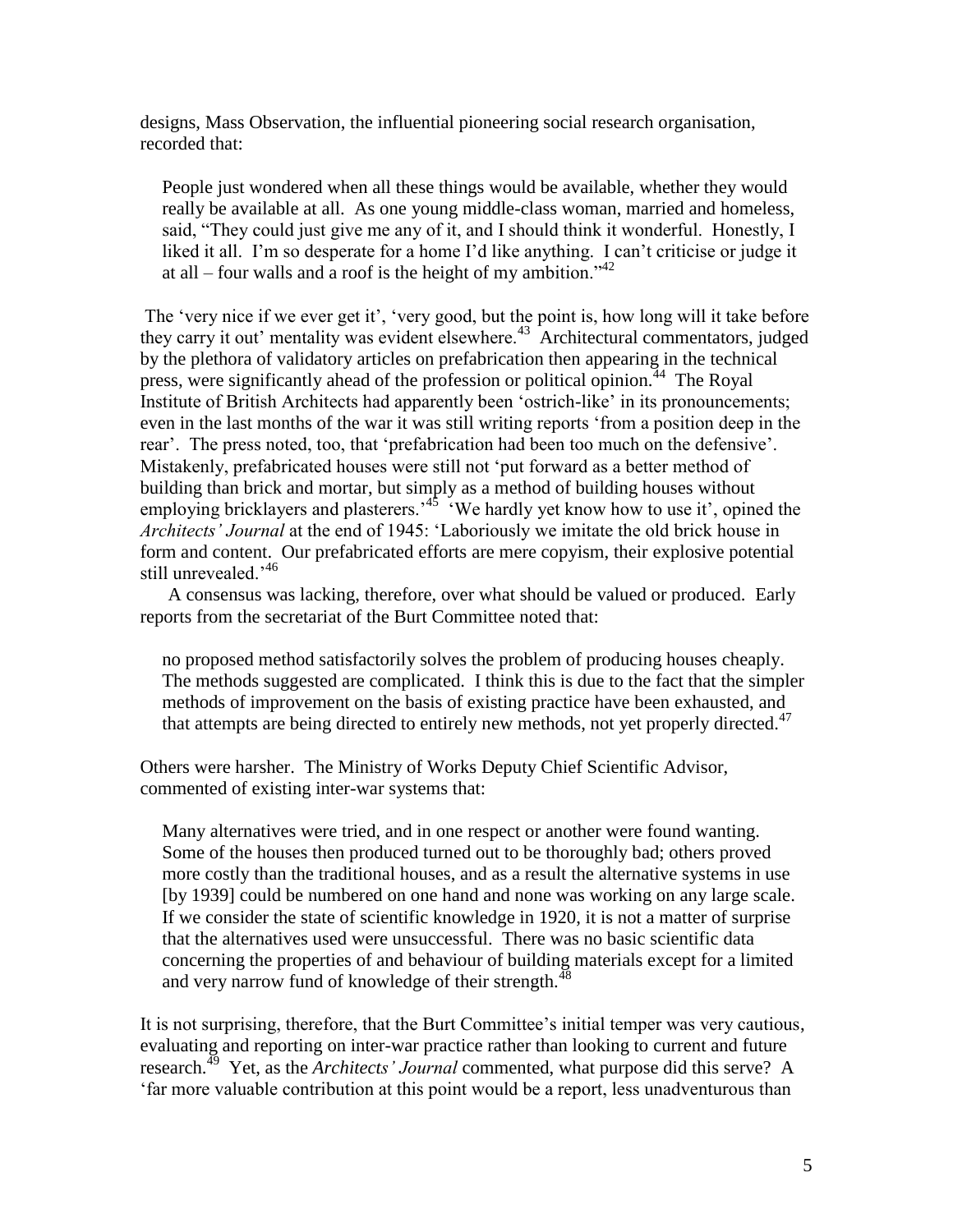designs, Mass Observation, the influential pioneering social research organisation, recorded that:

> People just wondered when all these things would be available, whether they would really be available at all. As one young middle-class woman, married and homeless, said, "They could just give me any of it, and I should think it wonderful. Honestly, I liked it all. I'm so desperate for a home I'd like anything. I can't criticise or judge it at all – four walls and a roof is the height of my ambition."[42]

The 'very nice if we ever get it', 'very good, but the point is, how long will it take before they carry it out' mentality was evident elsewhere.[43] Architectural commentators, judged by the plethora of validatory articles on prefabrication then appearing in the technical press, were significantly ahead of the profession or political opinion.[44] The Royal Institute of British Architects had apparently been 'ostrich-like' in its pronouncements; even in the last months of the war it was still writing reports 'from a position deep in the rear'. The press noted, too, that 'prefabrication had been too much on the defensive'. Mistakenly, prefabricated houses were still not 'put forward as a better method of building than brick and mortar, but simply as a method of building houses without employing bricklayers and plasterers.'[45] 'We hardly yet know how to use it', opined the *Architects' Journal* at the end of 1945: 'Laboriously we imitate the old brick house in form and content. Our prefabricated efforts are mere copyism, their explosive potential still unrevealed.'[46]

A consensus was lacking, therefore, over what should be valued or produced. Early reports from the secretariat of the Burt Committee noted that:

> no proposed method satisfactorily solves the problem of producing houses cheaply. The methods suggested are complicated. I think this is due to the fact that the simpler methods of improvement on the basis of existing practice have been exhausted, and that attempts are being directed to entirely new methods, not yet properly directed.[47]

Others were harsher. The Ministry of Works Deputy Chief Scientific Advisor, commented of existing inter-war systems that:

> Many alternatives were tried, and in one respect or another were found wanting. Some of the houses then produced turned out to be thoroughly bad; others proved more costly than the traditional houses, and as a result the alternative systems in use [by 1939] could be numbered on one hand and none was working on any large scale. If we consider the state of scientific knowledge in 1920, it is not a matter of surprise that the alternatives used were unsuccessful. There was no basic scientific data concerning the properties of and behaviour of building materials except for a limited and very narrow fund of knowledge of their strength.[48]

It is not surprising, therefore, that the Burt Committee's initial temper was very cautious, evaluating and reporting on inter-war practice rather than looking to current and future research.[49] Yet, as the *Architects' Journal* commented, what purpose did this serve? A 'far more valuable contribution at this point would be a report, less unadventurous than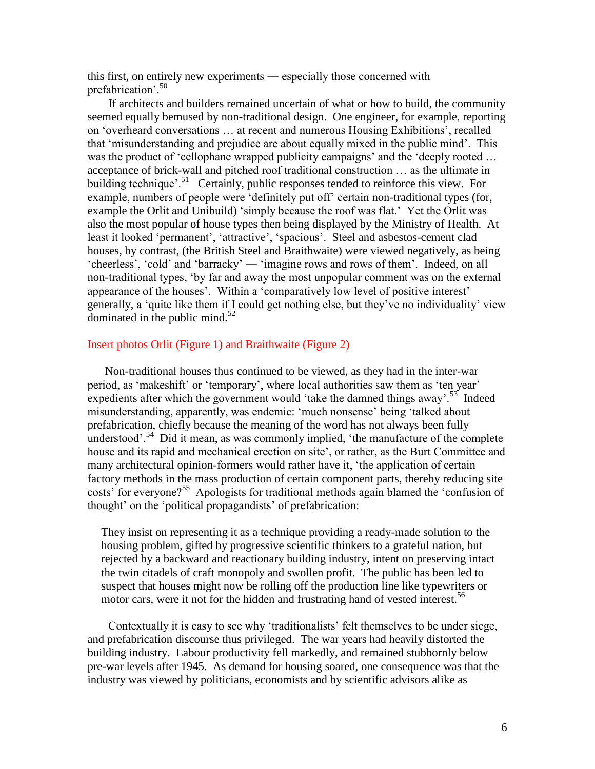this first, on entirely new experiments — especially those concerned with prefabrication'.[50]

If architects and builders remained uncertain of what or how to build, the community seemed equally bemused by non-traditional design. One engineer, for example, reporting on 'overheard conversations … at recent and numerous Housing Exhibitions', recalled that 'misunderstanding and prejudice are about equally mixed in the public mind'. This was the product of 'cellophane wrapped publicity campaigns' and the 'deeply rooted … acceptance of brick-wall and pitched roof traditional construction … as the ultimate in building technique'.[51] Certainly, public responses tended to reinforce this view. For example, numbers of people were 'definitely put off' certain non-traditional types (for, example the Orlit and Unibuild) 'simply because the roof was flat.' Yet the Orlit was also the most popular of house types then being displayed by the Ministry of Health. At least it looked 'permanent', 'attractive', 'spacious'. Steel and asbestos-cement clad houses, by contrast, (the British Steel and Braithwaite) were viewed negatively, as being 'cheerless', 'cold' and 'barracky' — 'imagine rows and rows of them'. Indeed, on all non-traditional types, 'by far and away the most unpopular comment was on the external appearance of the houses'. Within a 'comparatively low level of positive interest' generally, a 'quite like them if I could get nothing else, but they've no individuality' view dominated in the public mind.[52]

Insert photos Orlit (Figure 1) and Braithwaite (Figure 2)

Non-traditional houses thus continued to be viewed, as they had in the inter-war period, as 'makeshift' or 'temporary', where local authorities saw them as 'ten year' expedients after which the government would 'take the damned things away'.[53] Indeed misunderstanding, apparently, was endemic: 'much nonsense' being 'talked about prefabrication, chiefly because the meaning of the word has not always been fully understood'.[54] Did it mean, as was commonly implied, 'the manufacture of the complete house and its rapid and mechanical erection on site', or rather, as the Burt Committee and many architectural opinion-formers would rather have it, 'the application of certain factory methods in the mass production of certain component parts, thereby reducing site costs' for everyone?[55] Apologists for traditional methods again blamed the 'confusion of thought' on the 'political propagandists' of prefabrication:

> They insist on representing it as a technique providing a ready-made solution to the housing problem, gifted by progressive scientific thinkers to a grateful nation, but rejected by a backward and reactionary building industry, intent on preserving intact the twin citadels of craft monopoly and swollen profit. The public has been led to suspect that houses might now be rolling off the production line like typewriters or motor cars, were it not for the hidden and frustrating hand of vested interest.[56]

Contextually it is easy to see why 'traditionalists' felt themselves to be under siege, and prefabrication discourse thus privileged. The war years had heavily distorted the building industry. Labour productivity fell markedly, and remained stubbornly below pre-war levels after 1945. As demand for housing soared, one consequence was that the industry was viewed by politicians, economists and by scientific advisors alike as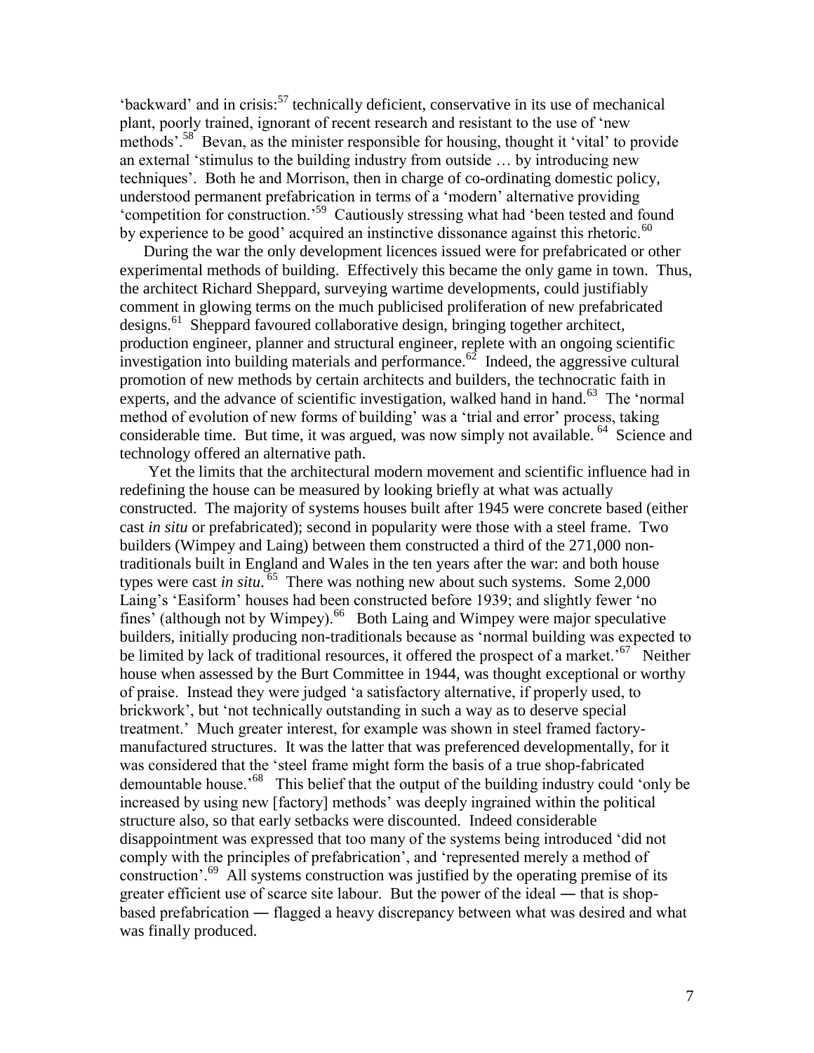'backward' and in crisis:[57] technically deficient, conservative in its use of mechanical plant, poorly trained, ignorant of recent research and resistant to the use of 'new methods'.[58] Bevan, as the minister responsible for housing, thought it 'vital' to provide an external 'stimulus to the building industry from outside … by introducing new techniques'. Both he and Morrison, then in charge of co-ordinating domestic policy, understood permanent prefabrication in terms of a 'modern' alternative providing 'competition for construction.'[59] Cautiously stressing what had 'been tested and found by experience to be good' acquired an instinctive dissonance against this rhetoric.[60]

During the war the only development licences issued were for prefabricated or other experimental methods of building. Effectively this became the only game in town. Thus, the architect Richard Sheppard, surveying wartime developments, could justifiably comment in glowing terms on the much publicised proliferation of new prefabricated designs.[61] Sheppard favoured collaborative design, bringing together architect, production engineer, planner and structural engineer, replete with an ongoing scientific investigation into building materials and performance.[62] Indeed, the aggressive cultural promotion of new methods by certain architects and builders, the technocratic faith in experts, and the advance of scientific investigation, walked hand in hand.[63] The 'normal method of evolution of new forms of building' was a 'trial and error' process, taking considerable time. But time, it was argued, was now simply not available. [64] Science and technology offered an alternative path.

Yet the limits that the architectural modern movement and scientific influence had in redefining the house can be measured by looking briefly at what was actually constructed. The majority of systems houses built after 1945 were concrete based (either cast *in situ* or prefabricated); second in popularity were those with a steel frame. Two builders (Wimpey and Laing) between them constructed a third of the 271,000 non-traditionals built in England and Wales in the ten years after the war: and both house types were cast *in situ*.[65] There was nothing new about such systems. Some 2,000 Laing's 'Easiform' houses had been constructed before 1939; and slightly fewer 'no fines' (although not by Wimpey).[66] Both Laing and Wimpey were major speculative builders, initially producing non-traditionals because as 'normal building was expected to be limited by lack of traditional resources, it offered the prospect of a market.'[67] Neither house when assessed by the Burt Committee in 1944, was thought exceptional or worthy of praise. Instead they were judged 'a satisfactory alternative, if properly used, to brickwork', but 'not technically outstanding in such a way as to deserve special treatment.' Much greater interest, for example was shown in steel framed factory-manufactured structures. It was the latter that was preferenced developmentally, for it was considered that the 'steel frame might form the basis of a true shop-fabricated demountable house.'[68] This belief that the output of the building industry could 'only be increased by using new [factory] methods' was deeply ingrained within the political structure also, so that early setbacks were discounted. Indeed considerable disappointment was expressed that too many of the systems being introduced 'did not comply with the principles of prefabrication', and 'represented merely a method of construction'.[69] All systems construction was justified by the operating premise of its greater efficient use of scarce site labour. But the power of the ideal ― that is shop-based prefabrication ― flagged a heavy discrepancy between what was desired and what was finally produced.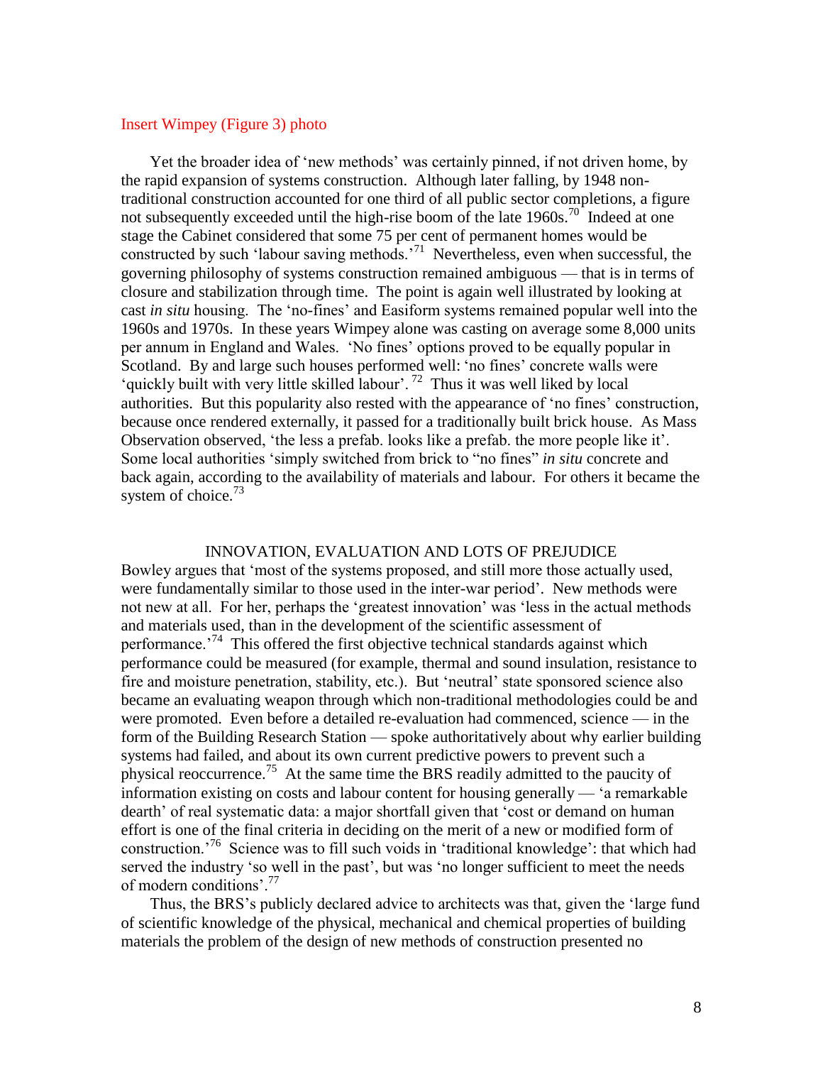Insert Wimpey (Figure 3) photo

Yet the broader idea of 'new methods' was certainly pinned, if not driven home, by the rapid expansion of systems construction. Although later falling, by 1948 non-traditional construction accounted for one third of all public sector completions, a figure not subsequently exceeded until the high-rise boom of the late 1960s.[70] Indeed at one stage the Cabinet considered that some 75 per cent of permanent homes would be constructed by such 'labour saving methods.'[71] Nevertheless, even when successful, the governing philosophy of systems construction remained ambiguous — that is in terms of closure and stabilization through time. The point is again well illustrated by looking at cast *in situ* housing. The 'no-fines' and Easiform systems remained popular well into the 1960s and 1970s. In these years Wimpey alone was casting on average some 8,000 units per annum in England and Wales. 'No fines' options proved to be equally popular in Scotland. By and large such houses performed well: 'no fines' concrete walls were 'quickly built with very little skilled labour'.[72] Thus it was well liked by local authorities. But this popularity also rested with the appearance of 'no fines' construction, because once rendered externally, it passed for a traditionally built brick house. As Mass Observation observed, 'the less a prefab. looks like a prefab. the more people like it'. Some local authorities 'simply switched from brick to "no fines" *in situ* concrete and back again, according to the availability of materials and labour. For others it became the system of choice.[73]

## INNOVATION, EVALUATION AND LOTS OF PREJUDICE

Bowley argues that 'most of the systems proposed, and still more those actually used, were fundamentally similar to those used in the inter-war period'. New methods were not new at all. For her, perhaps the 'greatest innovation' was 'less in the actual methods and materials used, than in the development of the scientific assessment of performance.'[74] This offered the first objective technical standards against which performance could be measured (for example, thermal and sound insulation, resistance to fire and moisture penetration, stability, etc.). But 'neutral' state sponsored science also became an evaluating weapon through which non-traditional methodologies could be and were promoted. Even before a detailed re-evaluation had commenced, science — in the form of the Building Research Station — spoke authoritatively about why earlier building systems had failed, and about its own current predictive powers to prevent such a physical reoccurrence.[75] At the same time the BRS readily admitted to the paucity of information existing on costs and labour content for housing generally — 'a remarkable dearth' of real systematic data: a major shortfall given that 'cost or demand on human effort is one of the final criteria in deciding on the merit of a new or modified form of construction.'[76] Science was to fill such voids in 'traditional knowledge': that which had served the industry 'so well in the past', but was 'no longer sufficient to meet the needs of modern conditions'.[77]

Thus, the BRS's publicly declared advice to architects was that, given the 'large fund of scientific knowledge of the physical, mechanical and chemical properties of building materials the problem of the design of new methods of construction presented no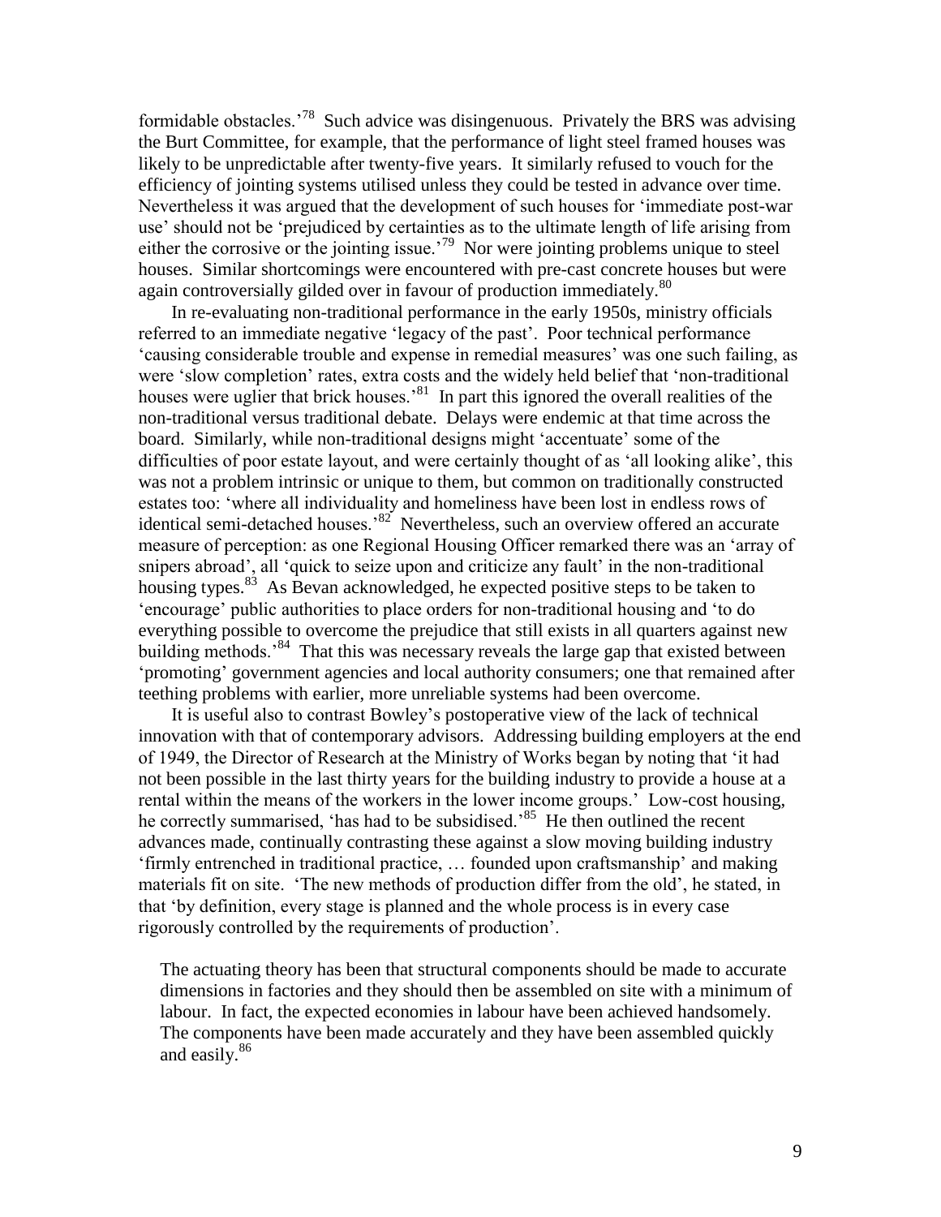formidable obstacles.'[78] Such advice was disingenuous. Privately the BRS was advising the Burt Committee, for example, that the performance of light steel framed houses was likely to be unpredictable after twenty-five years. It similarly refused to vouch for the efficiency of jointing systems utilised unless they could be tested in advance over time. Nevertheless it was argued that the development of such houses for 'immediate post-war use' should not be 'prejudiced by certainties as to the ultimate length of life arising from either the corrosive or the jointing issue.'[79] Nor were jointing problems unique to steel houses. Similar shortcomings were encountered with pre-cast concrete houses but were again controversially gilded over in favour of production immediately.[80]

In re-evaluating non-traditional performance in the early 1950s, ministry officials referred to an immediate negative 'legacy of the past'. Poor technical performance 'causing considerable trouble and expense in remedial measures' was one such failing, as were 'slow completion' rates, extra costs and the widely held belief that 'non-traditional houses were uglier that brick houses.'[81] In part this ignored the overall realities of the non-traditional versus traditional debate. Delays were endemic at that time across the board. Similarly, while non-traditional designs might 'accentuate' some of the difficulties of poor estate layout, and were certainly thought of as 'all looking alike', this was not a problem intrinsic or unique to them, but common on traditionally constructed estates too: 'where all individuality and homeliness have been lost in endless rows of identical semi-detached houses.'[82] Nevertheless, such an overview offered an accurate measure of perception: as one Regional Housing Officer remarked there was an 'array of snipers abroad', all 'quick to seize upon and criticize any fault' in the non-traditional housing types.[83] As Bevan acknowledged, he expected positive steps to be taken to 'encourage' public authorities to place orders for non-traditional housing and 'to do everything possible to overcome the prejudice that still exists in all quarters against new building methods.'[84] That this was necessary reveals the large gap that existed between 'promoting' government agencies and local authority consumers; one that remained after teething problems with earlier, more unreliable systems had been overcome.

It is useful also to contrast Bowley's postoperative view of the lack of technical innovation with that of contemporary advisors. Addressing building employers at the end of 1949, the Director of Research at the Ministry of Works began by noting that 'it had not been possible in the last thirty years for the building industry to provide a house at a rental within the means of the workers in the lower income groups.' Low-cost housing, he correctly summarised, 'has had to be subsidised.'[85] He then outlined the recent advances made, continually contrasting these against a slow moving building industry 'firmly entrenched in traditional practice, … founded upon craftsmanship' and making materials fit on site. 'The new methods of production differ from the old', he stated, in that 'by definition, every stage is planned and the whole process is in every case rigorously controlled by the requirements of production'.

> The actuating theory has been that structural components should be made to accurate dimensions in factories and they should then be assembled on site with a minimum of labour. In fact, the expected economies in labour have been achieved handsomely. The components have been made accurately and they have been assembled quickly and easily.[86]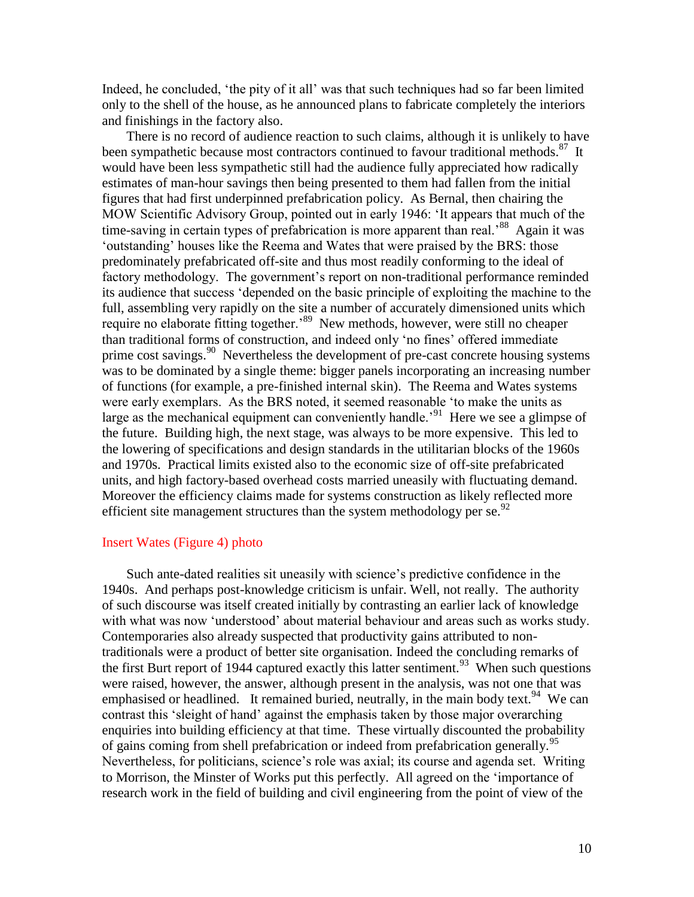Indeed, he concluded, 'the pity of it all' was that such techniques had so far been limited only to the shell of the house, as he announced plans to fabricate completely the interiors and finishings in the factory also.

There is no record of audience reaction to such claims, although it is unlikely to have been sympathetic because most contractors continued to favour traditional methods.[87] It would have been less sympathetic still had the audience fully appreciated how radically estimates of man-hour savings then being presented to them had fallen from the initial figures that had first underpinned prefabrication policy. As Bernal, then chairing the MOW Scientific Advisory Group, pointed out in early 1946: 'It appears that much of the time-saving in certain types of prefabrication is more apparent than real.'[88] Again it was 'outstanding' houses like the Reema and Wates that were praised by the BRS: those predominately prefabricated off-site and thus most readily conforming to the ideal of factory methodology. The government's report on non-traditional performance reminded its audience that success 'depended on the basic principle of exploiting the machine to the full, assembling very rapidly on the site a number of accurately dimensioned units which require no elaborate fitting together.'[89] New methods, however, were still no cheaper than traditional forms of construction, and indeed only 'no fines' offered immediate prime cost savings.[90] Nevertheless the development of pre-cast concrete housing systems was to be dominated by a single theme: bigger panels incorporating an increasing number of functions (for example, a pre-finished internal skin). The Reema and Wates systems were early exemplars. As the BRS noted, it seemed reasonable 'to make the units as large as the mechanical equipment can conveniently handle.'[91] Here we see a glimpse of the future. Building high, the next stage, was always to be more expensive. This led to the lowering of specifications and design standards in the utilitarian blocks of the 1960s and 1970s. Practical limits existed also to the economic size of off-site prefabricated units, and high factory-based overhead costs married uneasily with fluctuating demand. Moreover the efficiency claims made for systems construction as likely reflected more efficient site management structures than the system methodology per se.[92]

Insert Wates (Figure 4) photo

Such ante-dated realities sit uneasily with science's predictive confidence in the 1940s. And perhaps post-knowledge criticism is unfair. Well, not really. The authority of such discourse was itself created initially by contrasting an earlier lack of knowledge with what was now 'understood' about material behaviour and areas such as works study. Contemporaries also already suspected that productivity gains attributed to non-traditionals were a product of better site organisation. Indeed the concluding remarks of the first Burt report of 1944 captured exactly this latter sentiment.[93] When such questions were raised, however, the answer, although present in the analysis, was not one that was emphasised or headlined. It remained buried, neutrally, in the main body text.[94] We can contrast this 'sleight of hand' against the emphasis taken by those major overarching enquiries into building efficiency at that time. These virtually discounted the probability of gains coming from shell prefabrication or indeed from prefabrication generally.[95] Nevertheless, for politicians, science's role was axial; its course and agenda set. Writing to Morrison, the Minster of Works put this perfectly. All agreed on the 'importance of research work in the field of building and civil engineering from the point of view of the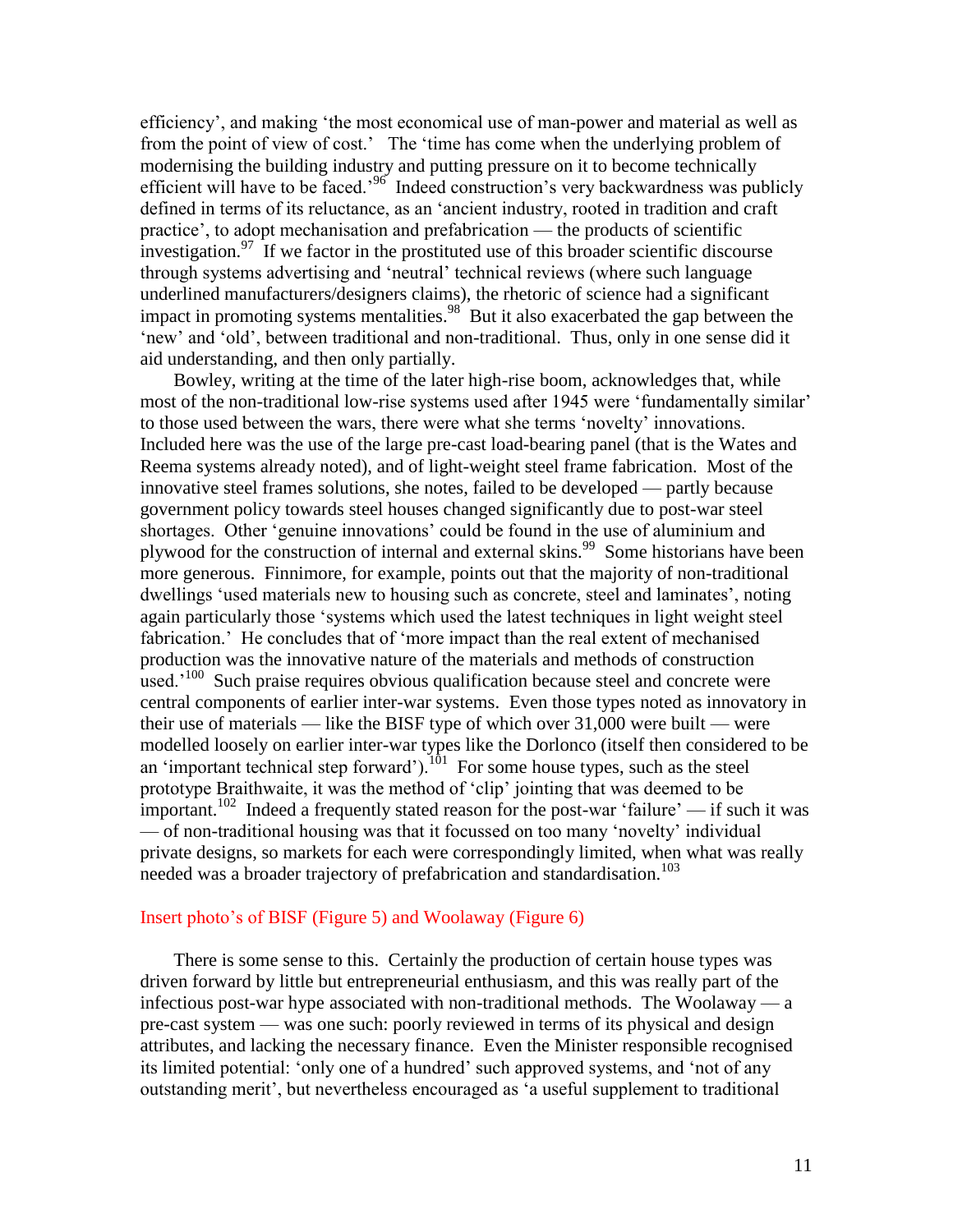efficiency', and making 'the most economical use of man-power and material as well as from the point of view of cost.' The 'time has come when the underlying problem of modernising the building industry and putting pressure on it to become technically efficient will have to be faced.'[96] Indeed construction's very backwardness was publicly defined in terms of its reluctance, as an 'ancient industry, rooted in tradition and craft practice', to adopt mechanisation and prefabrication — the products of scientific investigation.[97] If we factor in the prostituted use of this broader scientific discourse through systems advertising and 'neutral' technical reviews (where such language underlined manufacturers/designers claims), the rhetoric of science had a significant impact in promoting systems mentalities.[98] But it also exacerbated the gap between the 'new' and 'old', between traditional and non-traditional. Thus, only in one sense did it aid understanding, and then only partially.

Bowley, writing at the time of the later high-rise boom, acknowledges that, while most of the non-traditional low-rise systems used after 1945 were 'fundamentally similar' to those used between the wars, there were what she terms 'novelty' innovations. Included here was the use of the large pre-cast load-bearing panel (that is the Wates and Reema systems already noted), and of light-weight steel frame fabrication. Most of the innovative steel frames solutions, she notes, failed to be developed — partly because government policy towards steel houses changed significantly due to post-war steel shortages. Other 'genuine innovations' could be found in the use of aluminium and plywood for the construction of internal and external skins.[99] Some historians have been more generous. Finnimore, for example, points out that the majority of non-traditional dwellings 'used materials new to housing such as concrete, steel and laminates', noting again particularly those 'systems which used the latest techniques in light weight steel fabrication.' He concludes that of 'more impact than the real extent of mechanised production was the innovative nature of the materials and methods of construction used.'[100] Such praise requires obvious qualification because steel and concrete were central components of earlier inter-war systems. Even those types noted as innovatory in their use of materials — like the BISF type of which over 31,000 were built — were modelled loosely on earlier inter-war types like the Dorlonco (itself then considered to be an 'important technical step forward').[101] For some house types, such as the steel prototype Braithwaite, it was the method of 'clip' jointing that was deemed to be important.[102] Indeed a frequently stated reason for the post-war 'failure' — if such it was — of non-traditional housing was that it focussed on too many 'novelty' individual private designs, so markets for each were correspondingly limited, when what was really needed was a broader trajectory of prefabrication and standardisation.[103]

Insert photo's of BISF (Figure 5) and Woolaway (Figure 6)

There is some sense to this. Certainly the production of certain house types was driven forward by little but entrepreneurial enthusiasm, and this was really part of the infectious post-war hype associated with non-traditional methods. The Woolaway — a pre-cast system — was one such: poorly reviewed in terms of its physical and design attributes, and lacking the necessary finance. Even the Minister responsible recognised its limited potential: 'only one of a hundred' such approved systems, and 'not of any outstanding merit', but nevertheless encouraged as 'a useful supplement to traditional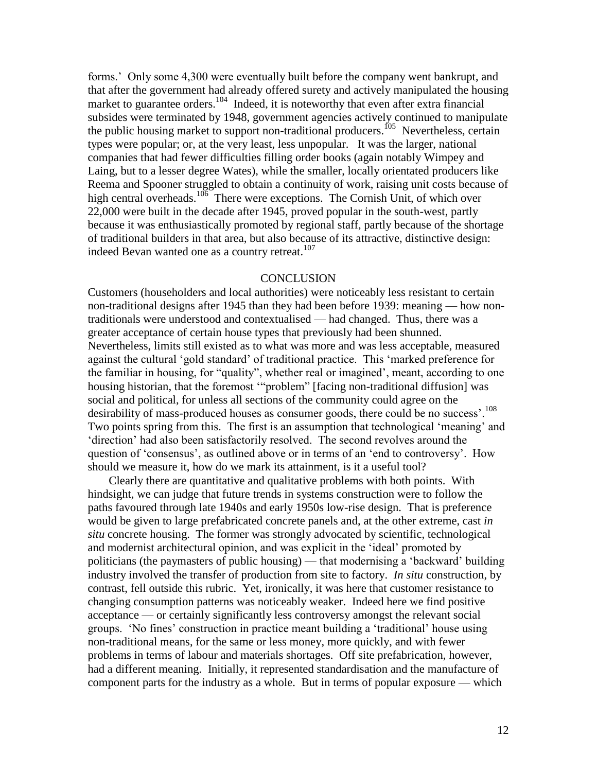forms.' Only some 4,300 were eventually built before the company went bankrupt, and that after the government had already offered surety and actively manipulated the housing market to guarantee orders.[104] Indeed, it is noteworthy that even after extra financial subsides were terminated by 1948, government agencies actively continued to manipulate the public housing market to support non-traditional producers.[105] Nevertheless, certain types were popular; or, at the very least, less unpopular. It was the larger, national companies that had fewer difficulties filling order books (again notably Wimpey and Laing, but to a lesser degree Wates), while the smaller, locally orientated producers like Reema and Spooner struggled to obtain a continuity of work, raising unit costs because of high central overheads.[106] There were exceptions. The Cornish Unit, of which over 22,000 were built in the decade after 1945, proved popular in the south-west, partly because it was enthusiastically promoted by regional staff, partly because of the shortage of traditional builders in that area, but also because of its attractive, distinctive design: indeed Bevan wanted one as a country retreat.[107]

## CONCLUSION

Customers (householders and local authorities) were noticeably less resistant to certain non-traditional designs after 1945 than they had been before 1939: meaning — how non-traditionals were understood and contextualised — had changed. Thus, there was a greater acceptance of certain house types that previously had been shunned. Nevertheless, limits still existed as to what was more and was less acceptable, measured against the cultural 'gold standard' of traditional practice. This 'marked preference for the familiar in housing, for "quality", whether real or imagined', meant, according to one housing historian, that the foremost '"problem" [facing non-traditional diffusion] was social and political, for unless all sections of the community could agree on the desirability of mass-produced houses as consumer goods, there could be no success'.[108] Two points spring from this. The first is an assumption that technological 'meaning' and 'direction' had also been satisfactorily resolved. The second revolves around the question of 'consensus', as outlined above or in terms of an 'end to controversy'. How should we measure it, how do we mark its attainment, is it a useful tool?

Clearly there are quantitative and qualitative problems with both points. With hindsight, we can judge that future trends in systems construction were to follow the paths favoured through late 1940s and early 1950s low-rise design. That is preference would be given to large prefabricated concrete panels and, at the other extreme, cast *in situ* concrete housing. The former was strongly advocated by scientific, technological and modernist architectural opinion, and was explicit in the 'ideal' promoted by politicians (the paymasters of public housing) — that modernising a 'backward' building industry involved the transfer of production from site to factory. *In situ* construction, by contrast, fell outside this rubric. Yet, ironically, it was here that customer resistance to changing consumption patterns was noticeably weaker. Indeed here we find positive acceptance — or certainly significantly less controversy amongst the relevant social groups. 'No fines' construction in practice meant building a 'traditional' house using non-traditional means, for the same or less money, more quickly, and with fewer problems in terms of labour and materials shortages. Off site prefabrication, however, had a different meaning. Initially, it represented standardisation and the manufacture of component parts for the industry as a whole. But in terms of popular exposure — which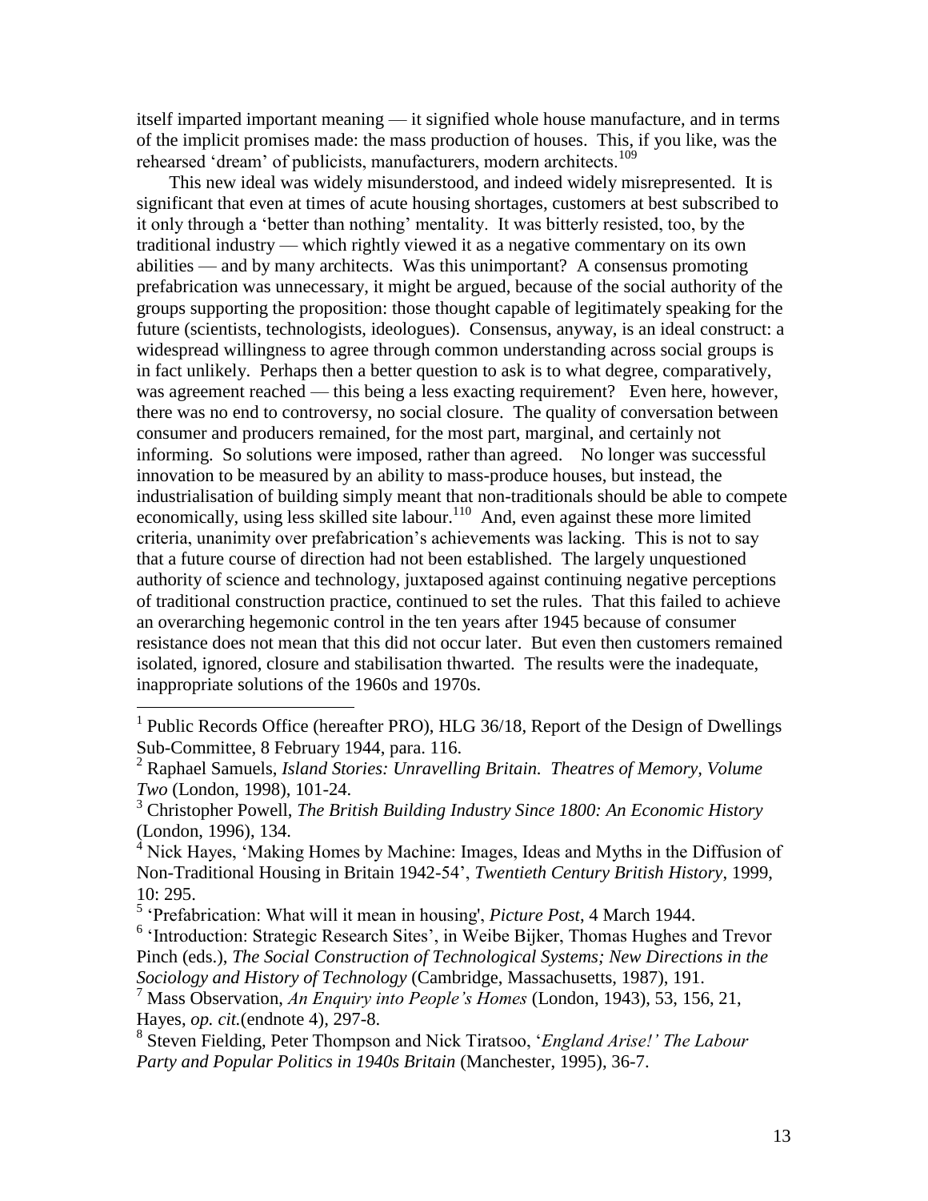itself imparted important meaning — it signified whole house manufacture, and in terms of the implicit promises made: the mass production of houses. This, if you like, was the rehearsed 'dream' of publicists, manufacturers, modern architects.[109]

This new ideal was widely misunderstood, and indeed widely misrepresented. It is significant that even at times of acute housing shortages, customers at best subscribed to it only through a 'better than nothing' mentality. It was bitterly resisted, too, by the traditional industry — which rightly viewed it as a negative commentary on its own abilities — and by many architects. Was this unimportant? A consensus promoting prefabrication was unnecessary, it might be argued, because of the social authority of the groups supporting the proposition: those thought capable of legitimately speaking for the future (scientists, technologists, ideologues). Consensus, anyway, is an ideal construct: a widespread willingness to agree through common understanding across social groups is in fact unlikely. Perhaps then a better question to ask is to what degree, comparatively, was agreement reached — this being a less exacting requirement? Even here, however, there was no end to controversy, no social closure. The quality of conversation between consumer and producers remained, for the most part, marginal, and certainly not informing. So solutions were imposed, rather than agreed. No longer was successful innovation to be measured by an ability to mass-produce houses, but instead, the industrialisation of building simply meant that non-traditionals should be able to compete economically, using less skilled site labour.[110] And, even against these more limited criteria, unanimity over prefabrication's achievements was lacking. This is not to say that a future course of direction had not been established. The largely unquestioned authority of science and technology, juxtaposed against continuing negative perceptions of traditional construction practice, continued to set the rules. That this failed to achieve an overarching hegemonic control in the ten years after 1945 because of consumer resistance does not mean that this did not occur later. But even then customers remained isolated, ignored, closure and stabilisation thwarted. The results were the inadequate, inappropriate solutions of the 1960s and 1970s.

---

[1] Public Records Office (hereafter PRO), HLG 36/18, Report of the Design of Dwellings Sub-Committee, 8 February 1944, para. 116.

[2] Raphael Samuels, *Island Stories: Unravelling Britain. Theatres of Memory, Volume Two* (London, 1998), 101-24.

[3] Christopher Powell, *The British Building Industry Since 1800: An Economic History* (London, 1996), 134.

[4] Nick Hayes, 'Making Homes by Machine: Images, Ideas and Myths in the Diffusion of Non-Traditional Housing in Britain 1942-54', *Twentieth Century British History*, 1999, 10: 295.

[5] 'Prefabrication: What will it mean in housing', *Picture Post*, 4 March 1944.

[6] 'Introduction: Strategic Research Sites', in Weibe Bijker, Thomas Hughes and Trevor Pinch (eds.), *The Social Construction of Technological Systems; New Directions in the Sociology and History of Technology* (Cambridge, Massachusetts, 1987), 191.

[7] Mass Observation, *An Enquiry into People's Homes* (London, 1943), 53, 156, 21, Hayes, *op. cit.*(endnote 4), 297-8.

[8] Steven Fielding, Peter Thompson and Nick Tiratsoo, '*England Arise!' The Labour Party and Popular Politics in 1940s Britain* (Manchester, 1995), 36-7.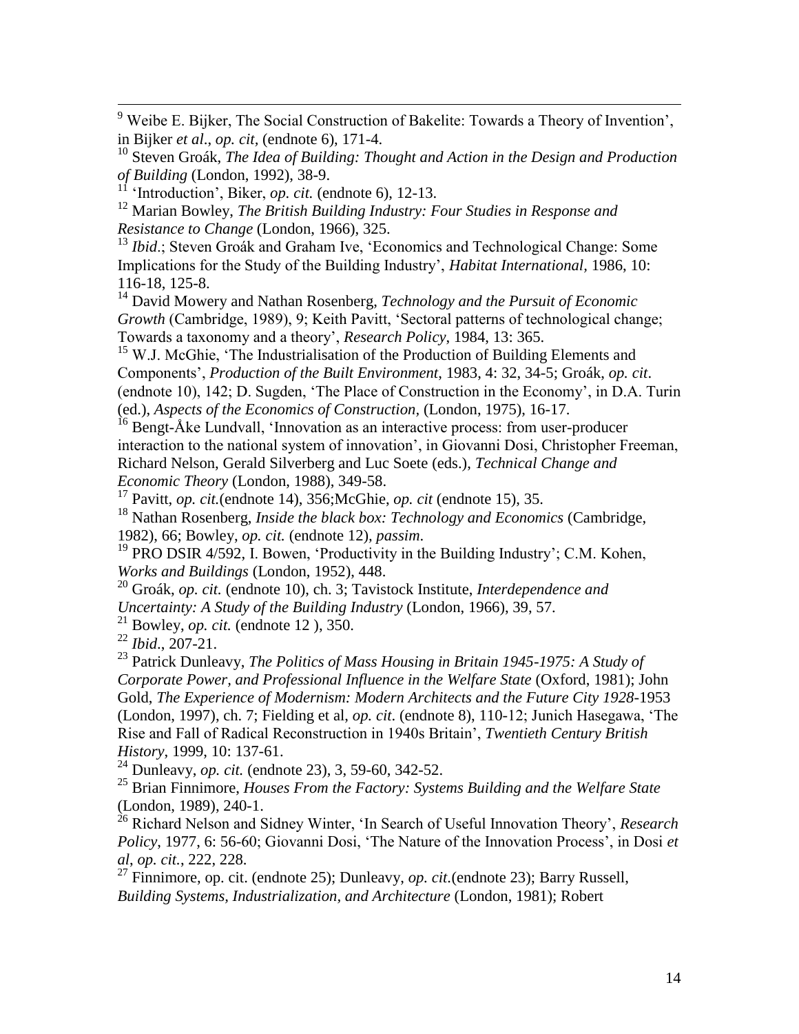9 Weibe E. Bijker, The Social Construction of Bakelite: Towards a Theory of Invention', in Bijker *et al*., *op. cit*, (endnote 6), 171-4.

10 Steven Groák, *The Idea of Building: Thought and Action in the Design and Production of Building* (London, 1992), 38-9.

11 'Introduction', Biker, *op. cit.* (endnote 6), 12-13.

12 Marian Bowley, *The British Building Industry: Four Studies in Response and Resistance to Change* (London, 1966), 325.

13 *Ibid*.; Steven Groák and Graham Ive, 'Economics and Technological Change: Some Implications for the Study of the Building Industry', *Habitat International*, 1986, 10: 116-18, 125-8.

14 David Mowery and Nathan Rosenberg, *Technology and the Pursuit of Economic Growth* (Cambridge, 1989), 9; Keith Pavitt, 'Sectoral patterns of technological change; Towards a taxonomy and a theory', *Research Policy*, 1984, 13: 365.

15 W.J. McGhie, 'The Industrialisation of the Production of Building Elements and Components', *Production of the Built Environment*, 1983, 4: 32, 34-5; Groák, *op. cit*. (endnote 10), 142; D. Sugden, 'The Place of Construction in the Economy', in D.A. Turin (ed.), *Aspects of the Economics of Construction*, (London, 1975), 16-17.

16 Bengt-Åke Lundvall, 'Innovation as an interactive process: from user-producer interaction to the national system of innovation', in Giovanni Dosi, Christopher Freeman, Richard Nelson, Gerald Silverberg and Luc Soete (eds.), *Technical Change and Economic Theory* (London, 1988), 349-58.

17 Pavitt, *op. cit.*(endnote 14), 356;McGhie, *op. cit* (endnote 15), 35.

18 Nathan Rosenberg, *Inside the black box: Technology and Economics* (Cambridge, 1982), 66; Bowley, *op. cit.* (endnote 12), *passim*.

19 PRO DSIR 4/592, I. Bowen, 'Productivity in the Building Industry'; C.M. Kohen, *Works and Buildings* (London, 1952), 448.

20 Groák, *op. cit.* (endnote 10), ch. 3; Tavistock Institute, *Interdependence and Uncertainty: A Study of the Building Industry* (London, 1966), 39, 57.

21 Bowley, *op. cit.* (endnote 12 ), 350.

22 *Ibid*., 207-21.

23 Patrick Dunleavy, *The Politics of Mass Housing in Britain 1945-1975: A Study of Corporate Power, and Professional Influence in the Welfare State* (Oxford, 1981); John Gold, *The Experience of Modernism: Modern Architects and the Future City 1928*-1953 (London, 1997), ch. 7; Fielding et al, *op. cit*. (endnote 8), 110-12; Junich Hasegawa, 'The Rise and Fall of Radical Reconstruction in 1940s Britain', *Twentieth Century British History*, 1999, 10: 137-61.

24 Dunleavy, *op. cit.* (endnote 23), 3, 59-60, 342-52.

25 Brian Finnimore, *Houses From the Factory: Systems Building and the Welfare State* (London, 1989), 240-1.

26 Richard Nelson and Sidney Winter, 'In Search of Useful Innovation Theory', *Research Policy*, 1977, 6: 56-60; Giovanni Dosi, 'The Nature of the Innovation Process', in Dosi *et al*, *op. cit.*, 222, 228.

27 Finnimore, op. cit. (endnote 25); Dunleavy, *op. cit.*(endnote 23); Barry Russell, *Building Systems, Industrialization, and Architecture* (London, 1981); Robert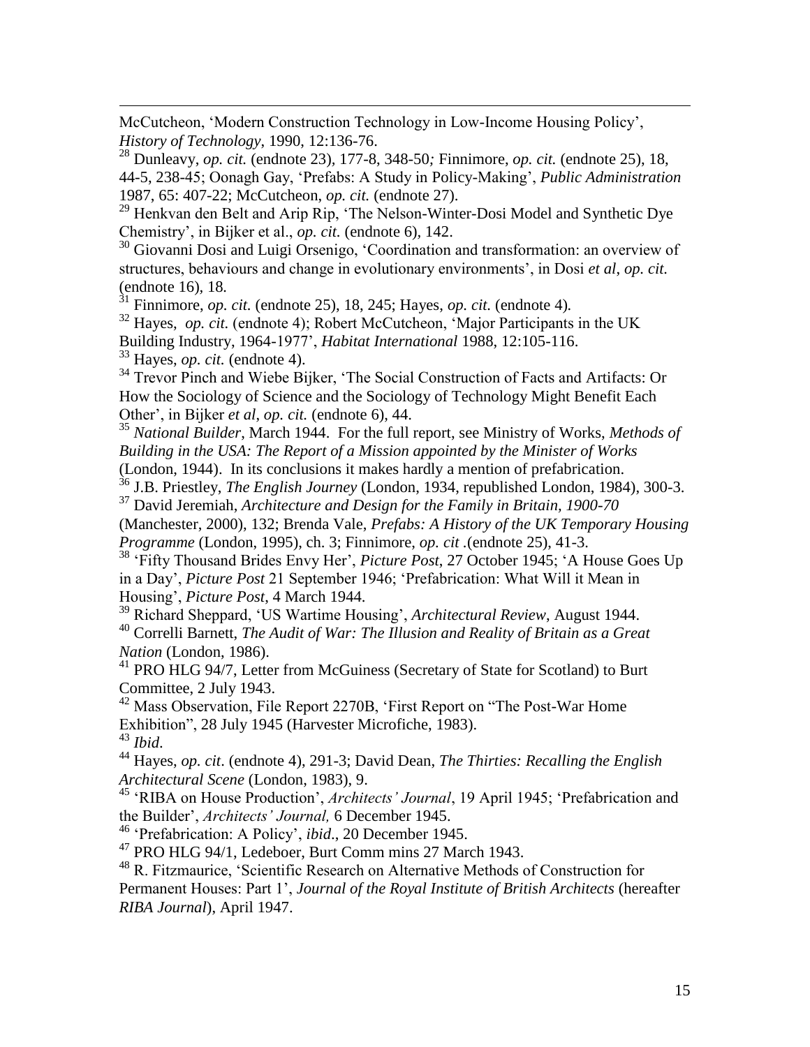McCutcheon, 'Modern Construction Technology in Low-Income Housing Policy', *History of Technology*, 1990, 12:136-76.

[28] Dunleavy, *op. cit.* (endnote 23), 177-8, 348-50*;* Finnimore, *op. cit.* (endnote 25), 18, 44-5, 238-45; Oonagh Gay, 'Prefabs: A Study in Policy-Making', *Public Administration* 1987, 65: 407-22; McCutcheon, *op. cit.* (endnote 27).

[29] Henkvan den Belt and Arip Rip, 'The Nelson-Winter-Dosi Model and Synthetic Dye Chemistry', in Bijker et al., *op. cit.* (endnote 6), 142.

[30] Giovanni Dosi and Luigi Orsenigo, 'Coordination and transformation: an overview of structures, behaviours and change in evolutionary environments', in Dosi *et al*, *op. cit.* (endnote 16), 18.

[31] Finnimore, *op. cit.* (endnote 25), 18, 245; Hayes, *op. cit.* (endnote 4)*.*

[32] Hayes, *op. cit.* (endnote 4); Robert McCutcheon, 'Major Participants in the UK Building Industry, 1964-1977', *Habitat International* 1988, 12:105-116.

[33] Hayes, *op. cit.* (endnote 4).

[34] Trevor Pinch and Wiebe Bijker, 'The Social Construction of Facts and Artifacts: Or How the Sociology of Science and the Sociology of Technology Might Benefit Each Other', in Bijker *et al*, *op. cit.* (endnote 6), 44.

[35] *National Builder*, March 1944. For the full report, see Ministry of Works, *Methods of Building in the USA: The Report of a Mission appointed by the Minister of Works* (London, 1944). In its conclusions it makes hardly a mention of prefabrication.

[36] J.B. Priestley, *The English Journey* (London, 1934, republished London, 1984), 300-3.

[37] David Jeremiah, *Architecture and Design for the Family in Britain, 1900-70* (Manchester, 2000), 132; Brenda Vale, *Prefabs: A History of the UK Temporary Housing Programme* (London, 1995), ch. 3; Finnimore, *op. cit* .(endnote 25), 41-3.

[38] 'Fifty Thousand Brides Envy Her', *Picture Post*, 27 October 1945; 'A House Goes Up in a Day', *Picture Post* 21 September 1946; 'Prefabrication: What Will it Mean in Housing', *Picture Post*, 4 March 1944.

[39] Richard Sheppard, 'US Wartime Housing', *Architectural Review*, August 1944.

[40] Correlli Barnett, *The Audit of War: The Illusion and Reality of Britain as a Great Nation* (London, 1986).

[41] PRO HLG 94/7, Letter from McGuiness (Secretary of State for Scotland) to Burt Committee, 2 July 1943.

[42] Mass Observation, File Report 2270B, 'First Report on "The Post-War Home Exhibition", 28 July 1945 (Harvester Microfiche, 1983).

[43] *Ibid*.

[44] Hayes, *op. cit*. (endnote 4), 291-3; David Dean, *The Thirties: Recalling the English Architectural Scene* (London, 1983), 9.

[45] 'RIBA on House Production', *Architects' Journal*, 19 April 1945; 'Prefabrication and the Builder', *Architects' Journal,* 6 December 1945.

[46] 'Prefabrication: A Policy', *ibid*., 20 December 1945.

[47] PRO HLG 94/1, Ledeboer, Burt Comm mins 27 March 1943.

[48] R. Fitzmaurice, 'Scientific Research on Alternative Methods of Construction for Permanent Houses: Part 1', *Journal of the Royal Institute of British Architects* (hereafter *RIBA Journal*), April 1947.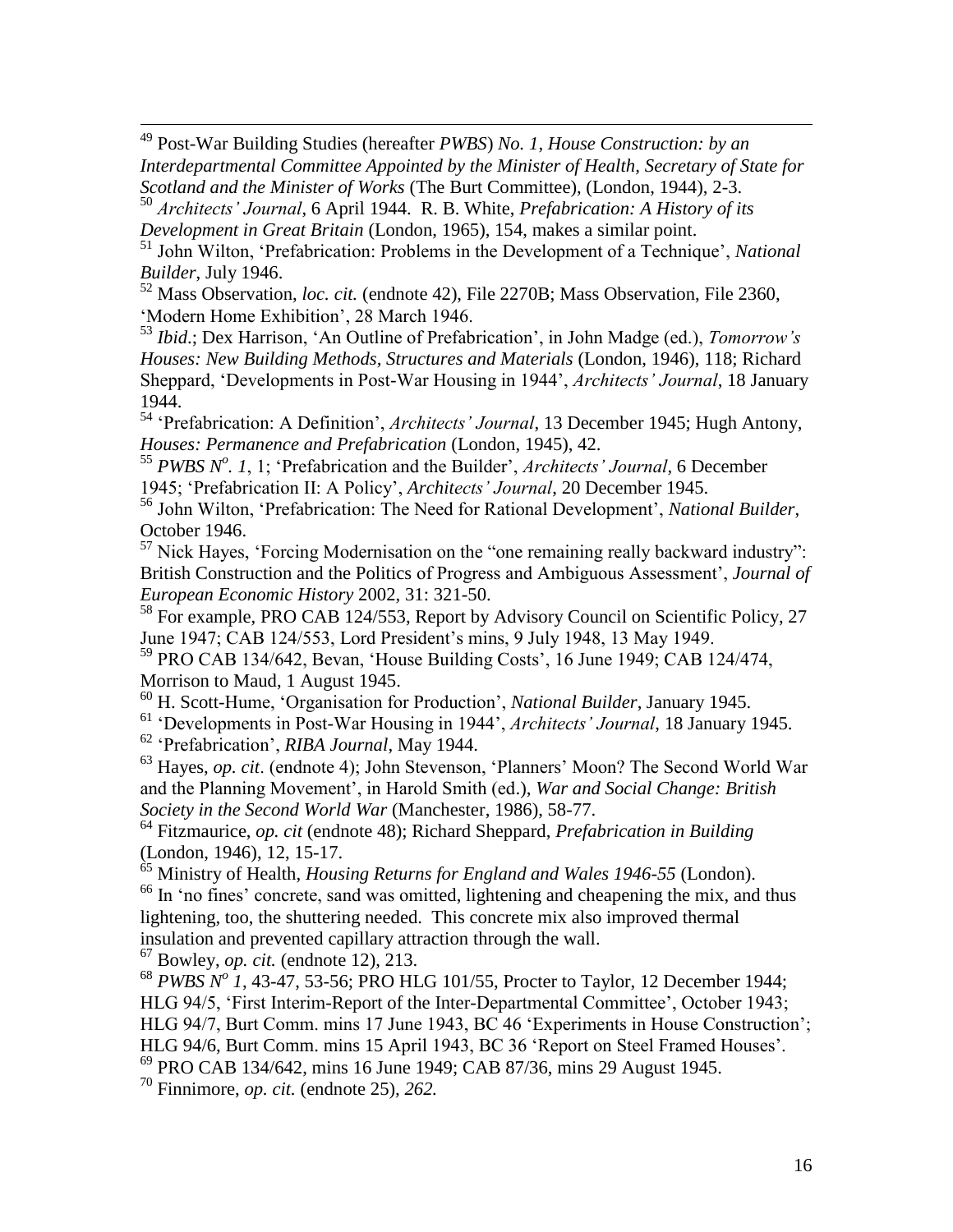[49] Post-War Building Studies (hereafter *PWBS*) *No. 1, House Construction: by an Interdepartmental Committee Appointed by the Minister of Health, Secretary of State for Scotland and the Minister of Works* (The Burt Committee), (London, 1944), 2-3.

[50] *Architects' Journal*, 6 April 1944. R. B. White, *Prefabrication: A History of its Development in Great Britain* (London, 1965), 154, makes a similar point.

[51] John Wilton, 'Prefabrication: Problems in the Development of a Technique', *National Builder*, July 1946.

[52] Mass Observation, *loc. cit.* (endnote 42), File 2270B; Mass Observation, File 2360, 'Modern Home Exhibition', 28 March 1946.

[53] *Ibid*.; Dex Harrison, 'An Outline of Prefabrication', in John Madge (ed.), *Tomorrow's Houses: New Building Methods, Structures and Materials* (London, 1946), 118; Richard Sheppard, 'Developments in Post-War Housing in 1944', *Architects' Journal*, 18 January 1944.

[54] 'Prefabrication: A Definition', *Architects' Journal*, 13 December 1945; Hugh Antony, *Houses: Permanence and Prefabrication* (London, 1945), 42.

[55] *PWBS N^o^. 1*, 1; 'Prefabrication and the Builder', *Architects' Journal*, 6 December 1945; 'Prefabrication II: A Policy', *Architects' Journal*, 20 December 1945.

[56] John Wilton, 'Prefabrication: The Need for Rational Development', *National Builder*, October 1946.

[57] Nick Hayes, 'Forcing Modernisation on the "one remaining really backward industry": British Construction and the Politics of Progress and Ambiguous Assessment', *Journal of European Economic History* 2002, 31: 321-50.

[58] For example, PRO CAB 124/553, Report by Advisory Council on Scientific Policy, 27 June 1947; CAB 124/553, Lord President's mins, 9 July 1948, 13 May 1949.

[59] PRO CAB 134/642, Bevan, 'House Building Costs', 16 June 1949; CAB 124/474, Morrison to Maud, 1 August 1945.

[60] H. Scott-Hume, 'Organisation for Production', *National Builder*, January 1945.

[61] 'Developments in Post-War Housing in 1944', *Architects' Journal*, 18 January 1945.

[62] 'Prefabrication', *RIBA Journal*, May 1944.

[63] Hayes, *op. cit*. (endnote 4); John Stevenson, 'Planners' Moon? The Second World War and the Planning Movement', in Harold Smith (ed.), *War and Social Change: British Society in the Second World War* (Manchester, 1986), 58-77.

[64] Fitzmaurice, *op. cit* (endnote 48); Richard Sheppard, *Prefabrication in Building* (London, 1946), 12, 15-17.

[65] Ministry of Health, *Housing Returns for England and Wales 1946-55* (London).

[66] In 'no fines' concrete, sand was omitted, lightening and cheapening the mix, and thus lightening, too, the shuttering needed. This concrete mix also improved thermal insulation and prevented capillary attraction through the wall.

[67] Bowley, *op. cit.* (endnote 12), 213.

[68] *PWBS N^o^ 1*, 43-47, 53-56; PRO HLG 101/55, Procter to Taylor, 12 December 1944; HLG 94/5, 'First Interim-Report of the Inter-Departmental Committee', October 1943; HLG 94/7, Burt Comm. mins 17 June 1943, BC 46 'Experiments in House Construction'; HLG 94/6, Burt Comm. mins 15 April 1943, BC 36 'Report on Steel Framed Houses'.

[69] PRO CAB 134/642, mins 16 June 1949; CAB 87/36, mins 29 August 1945.

[70] Finnimore, *op. cit.* (endnote 25), *262.*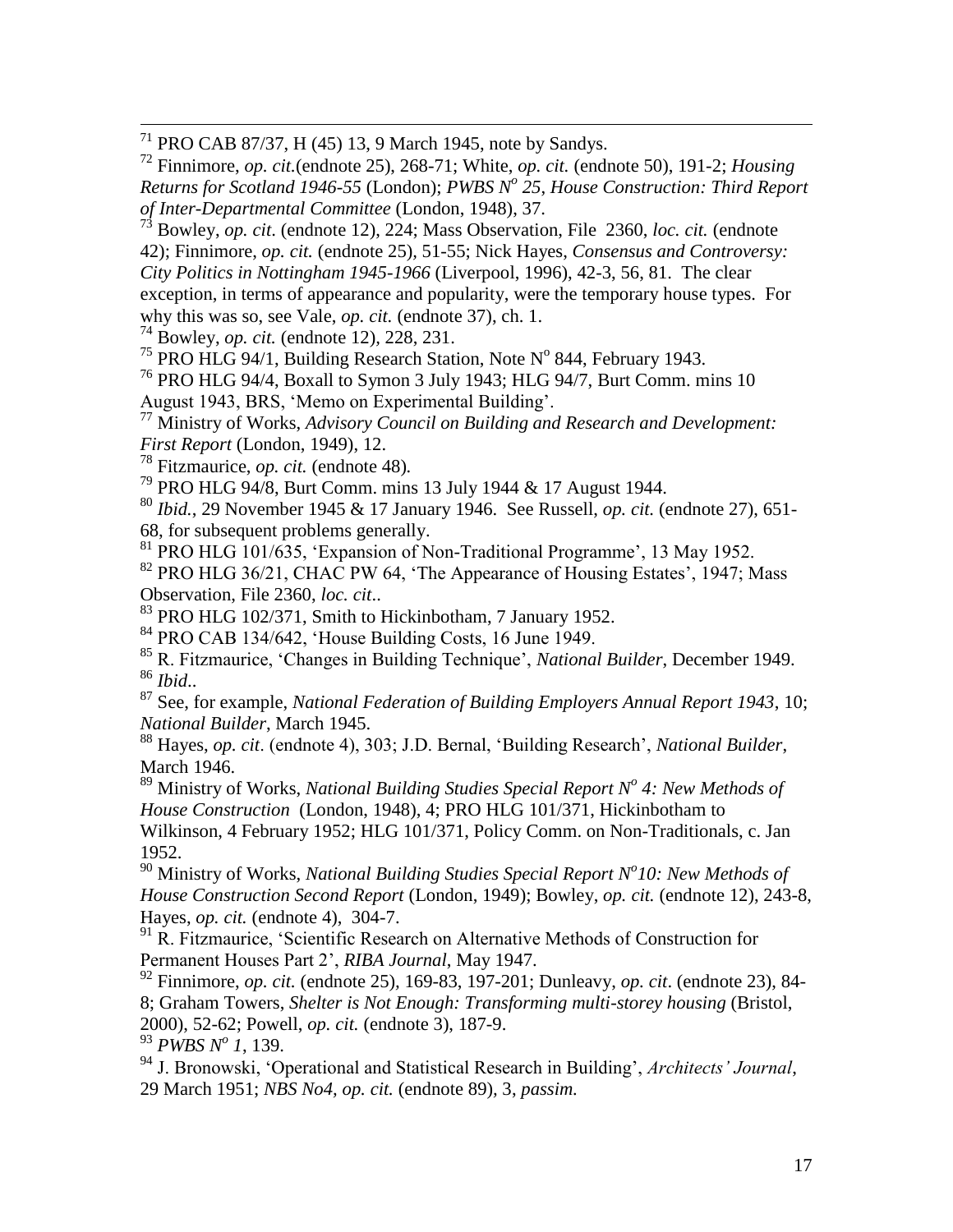[71] PRO CAB 87/37, H (45) 13, 9 March 1945, note by Sandys.

[72] Finnimore, *op. cit.*(endnote 25), 268-71; White, *op. cit.* (endnote 50), 191-2; *Housing Returns for Scotland 1946-55* (London); *PWBS N$^o$ 25*, *House Construction: Third Report of Inter-Departmental Committee* (London, 1948), 37.

[73] Bowley, *op. cit*. (endnote 12), 224; Mass Observation, File 2360, *loc. cit.* (endnote 42); Finnimore, *op. cit.* (endnote 25), 51-55; Nick Hayes, *Consensus and Controversy: City Politics in Nottingham 1945-1966* (Liverpool, 1996), 42-3, 56, 81. The clear exception, in terms of appearance and popularity, were the temporary house types. For why this was so, see Vale, *op. cit.* (endnote 37), ch. 1.

[74] Bowley, *op. cit.* (endnote 12), 228, 231.

[75] PRO HLG 94/1, Building Research Station, Note N$^o$ 844, February 1943.

[76] PRO HLG 94/4, Boxall to Symon 3 July 1943; HLG 94/7, Burt Comm. mins 10 August 1943, BRS, 'Memo on Experimental Building'.

[77] Ministry of Works, *Advisory Council on Building and Research and Development: First Report* (London, 1949), 12.

[78] Fitzmaurice, *op. cit.* (endnote 48).

[79] PRO HLG 94/8, Burt Comm. mins 13 July 1944 & 17 August 1944.

[80] *Ibid.*, 29 November 1945 & 17 January 1946. See Russell, *op. cit.* (endnote 27), 651-68, for subsequent problems generally.

[81] PRO HLG 101/635, 'Expansion of Non-Traditional Programme', 13 May 1952.

[82] PRO HLG 36/21, CHAC PW 64, 'The Appearance of Housing Estates', 1947; Mass Observation, File 2360, *loc. cit*..

[83] PRO HLG 102/371, Smith to Hickinbotham, 7 January 1952.

[84] PRO CAB 134/642, 'House Building Costs, 16 June 1949.

[85] R. Fitzmaurice, 'Changes in Building Technique', *National Builder*, December 1949.

[86] *Ibid*..

[87] See, for example, *National Federation of Building Employers Annual Report 1943*, 10; *National Builder*, March 1945.

[88] Hayes, *op. cit*. (endnote 4), 303; J.D. Bernal, 'Building Research', *National Builder*, March 1946.

[89] Ministry of Works, *National Building Studies Special Report N$^o$ 4: New Methods of House Construction* (London, 1948), 4; PRO HLG 101/371, Hickinbotham to Wilkinson, 4 February 1952; HLG 101/371, Policy Comm. on Non-Traditionals, c. Jan 1952.

[90] Ministry of Works, *National Building Studies Special Report N$^o$10: New Methods of House Construction Second Report* (London, 1949); Bowley, *op. cit.* (endnote 12), 243-8, Hayes, *op. cit.* (endnote 4), 304-7.

[91] R. Fitzmaurice, 'Scientific Research on Alternative Methods of Construction for Permanent Houses Part 2', *RIBA Journal*, May 1947.

[92] Finnimore, *op. cit.* (endnote 25), 169-83, 197-201; Dunleavy, *op. cit*. (endnote 23), 84-8; Graham Towers, *Shelter is Not Enough: Transforming multi-storey housing* (Bristol, 2000), 52-62; Powell, *op. cit.* (endnote 3), 187-9.

[93] *PWBS N$^o$ 1*, 139.

[94] J. Bronowski, 'Operational and Statistical Research in Building', *Architects' Journal*, 29 March 1951; *NBS No4, op. cit.* (endnote 89), 3, *passim.*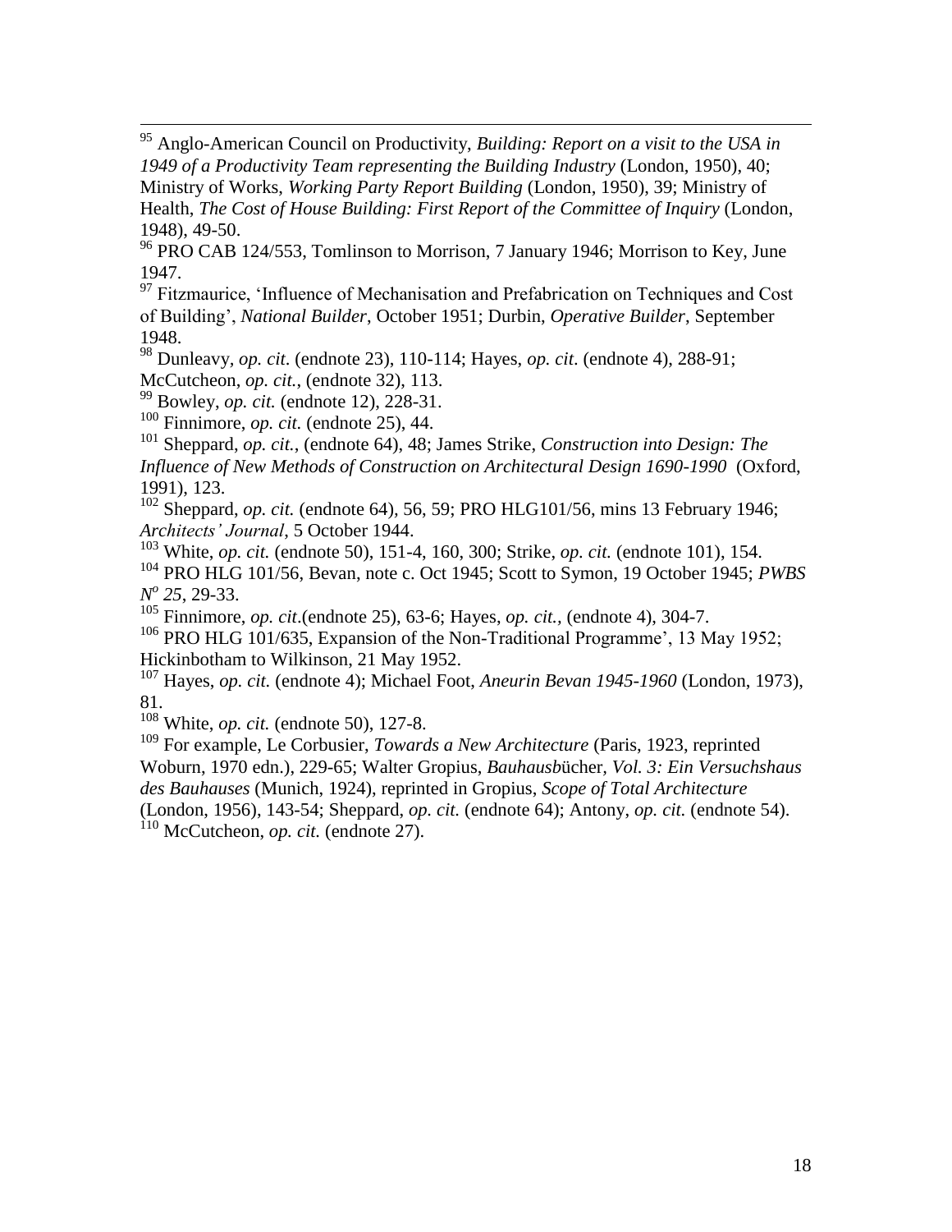[95] Anglo-American Council on Productivity, *Building: Report on a visit to the USA in 1949 of a Productivity Team representing the Building Industry* (London, 1950), 40; Ministry of Works, *Working Party Report Building* (London, 1950), 39; Ministry of Health, *The Cost of House Building: First Report of the Committee of Inquiry* (London, 1948), 49-50.

[96] PRO CAB 124/553, Tomlinson to Morrison, 7 January 1946; Morrison to Key, June 1947.

[97] Fitzmaurice, 'Influence of Mechanisation and Prefabrication on Techniques and Cost of Building', *National Builder*, October 1951; Durbin, *Operative Builder*, September 1948.

[98] Dunleavy, *op. cit*. (endnote 23), 110-114; Hayes, *op. cit*. (endnote 4), 288-91; McCutcheon, *op. cit.*, (endnote 32), 113.

[99] Bowley, *op. cit.* (endnote 12), 228-31.

[100] Finnimore, *op. cit.* (endnote 25), 44.

[101] Sheppard, *op. cit.*, (endnote 64), 48; James Strike, *Construction into Design: The Influence of New Methods of Construction on Architectural Design 1690-1990* (Oxford, 1991), 123.

[102] Sheppard, *op. cit.* (endnote 64), 56, 59; PRO HLG101/56, mins 13 February 1946; *Architects' Journal*, 5 October 1944.

[103] White, *op. cit.* (endnote 50), 151-4, 160, 300; Strike, *op. cit.* (endnote 101), 154.

[104] PRO HLG 101/56, Bevan, note c. Oct 1945; Scott to Symon, 19 October 1945; *PWBS N$^{o}$ 25*, 29-33.

[105] Finnimore, *op. cit*.(endnote 25), 63-6; Hayes, *op. cit.*, (endnote 4), 304-7.

[106] PRO HLG 101/635, Expansion of the Non-Traditional Programme', 13 May 1952; Hickinbotham to Wilkinson, 21 May 1952.

[107] Hayes, *op. cit.* (endnote 4); Michael Foot, *Aneurin Bevan 1945-1960* (London, 1973), 81.

[108] White, *op. cit.* (endnote 50), 127-8.

[109] For example, Le Corbusier, *Towards a New Architecture* (Paris, 1923, reprinted Woburn, 1970 edn.), 229-65; Walter Gropius, *Bauhausb*ücher*, Vol. 3: Ein Versuchshaus des Bauhauses* (Munich, 1924), reprinted in Gropius, *Scope of Total Architecture* (London, 1956), 143-54; Sheppard, *op. cit.* (endnote 64); Antony, *op. cit.* (endnote 54).

[110] McCutcheon, *op. cit.* (endnote 27).